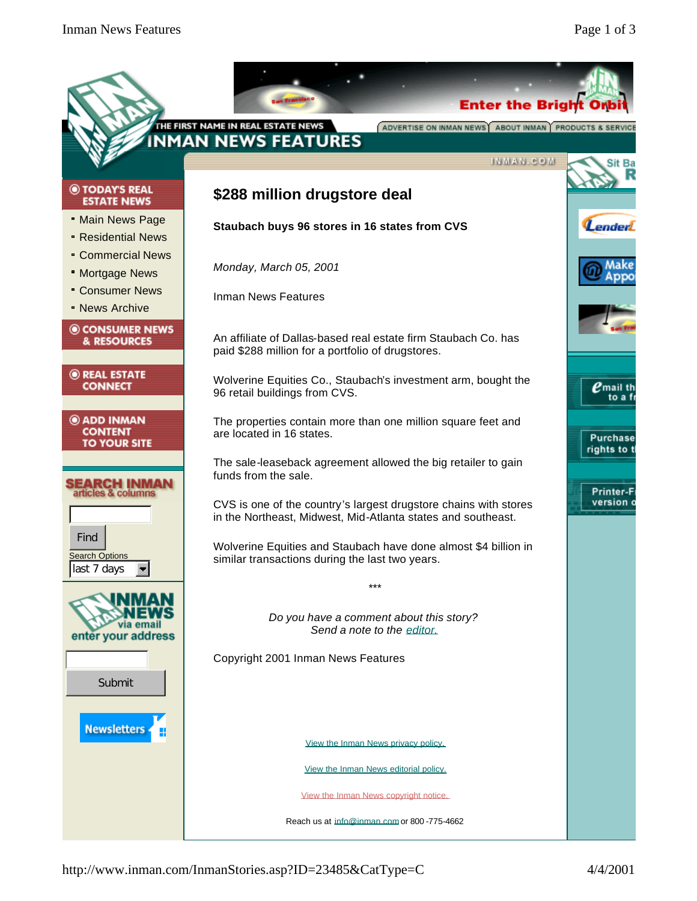# $288 million drugstore deal

**Staubach buys 96 stores in 16 states from CVS**

*Monday, March 05, 2001*

Inman News Features

An affiliate of Dallas-based real estate firm Staubach Co. has paid $288 million for a portfolio of drugstores.

Wolverine Equities Co., Staubach's investment arm, bought the 96 retail buildings from CVS.

The properties contain more than one million square feet and are located in 16 states.

The sale-leaseback agreement allowed the big retailer to gain funds from the sale.

CVS is one of the country's largest drugstore chains with stores in the Northeast, Midwest, Mid-Atlanta states and southeast.

Wolverine Equities and Staubach have done almost $4 billion in similar transactions during the last two years.

***

*Do you have a comment about this story?*
*Send a note to the editor.*

Copyright 2001 Inman News Features

View the Inman News privacy policy.

View the Inman News editorial policy.

View the Inman News copyright notice.

Reach us at info@inman.com or 800-775-4662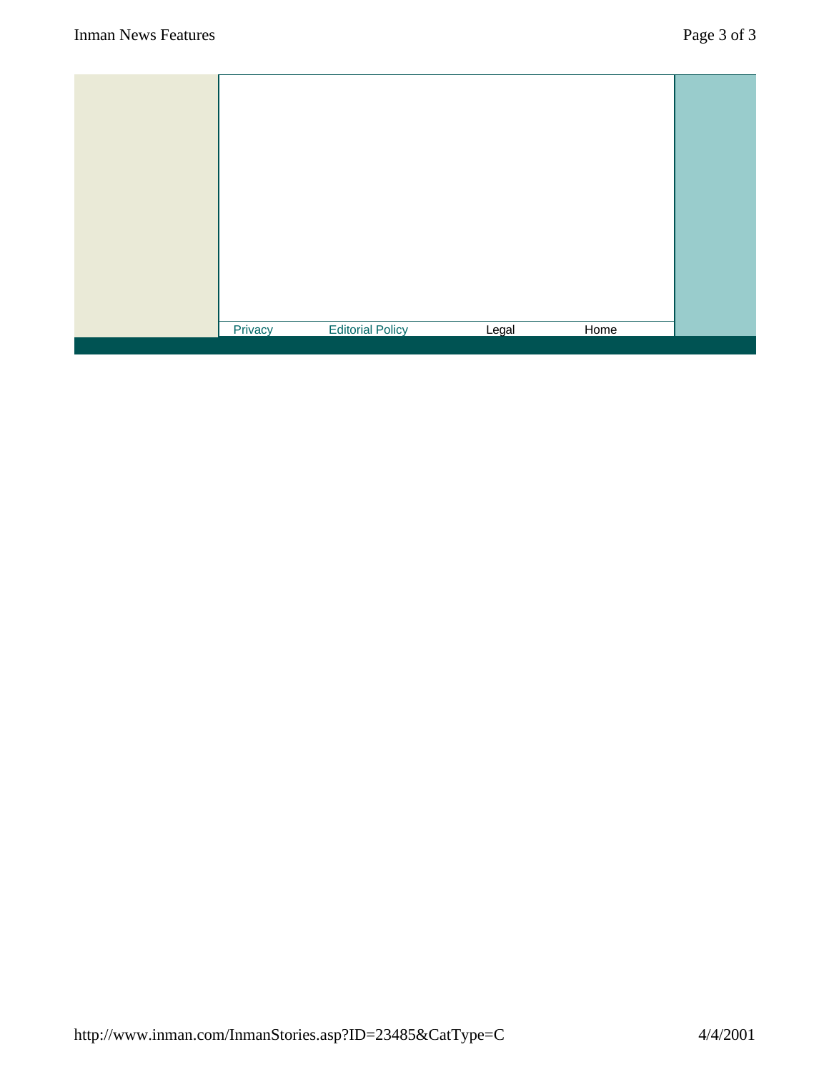Privacy | Editorial Policy | Legal | Home